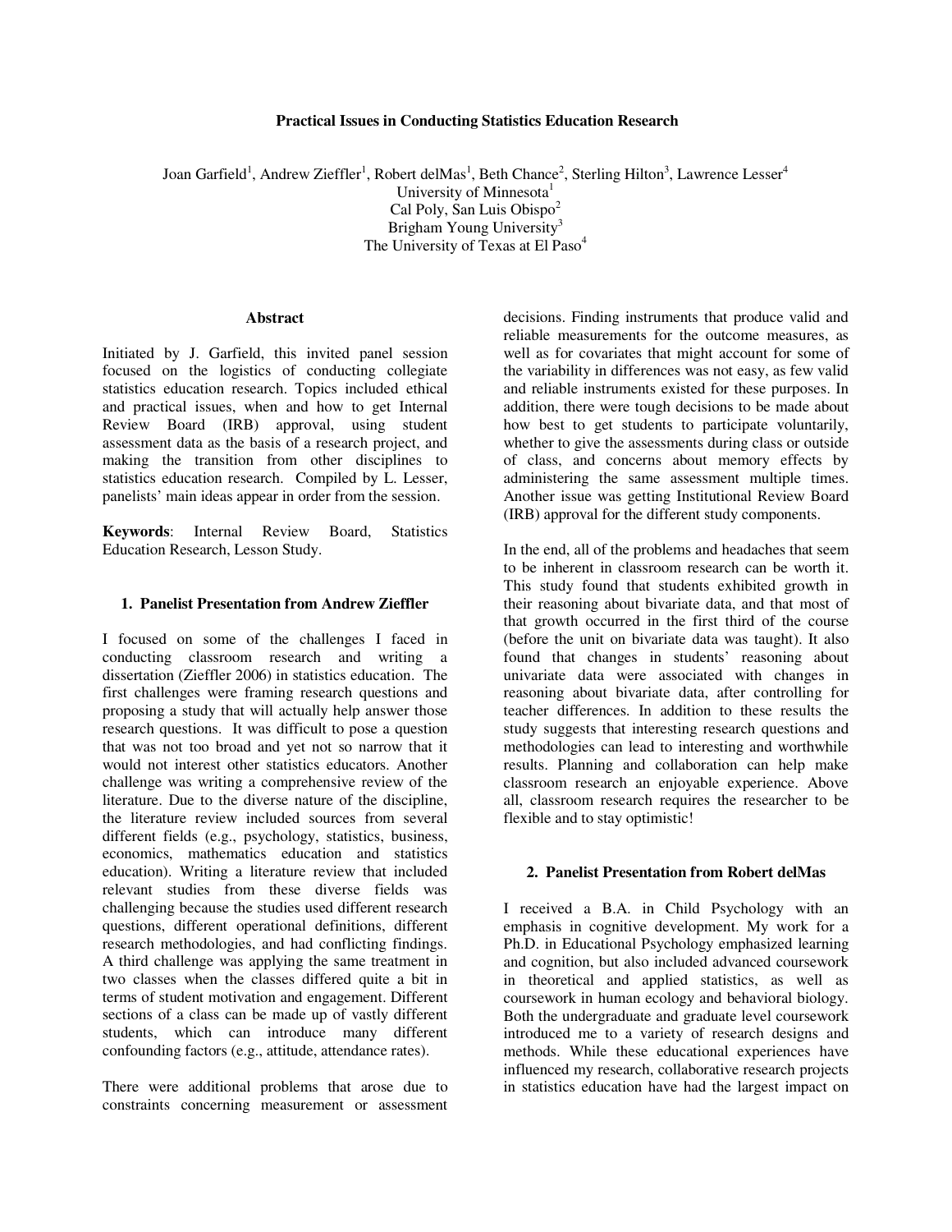# Practical Issues in Conducting Statistics Education Research

Joan Garfield[1], Andrew Zieffler[1], Robert delMas[1], Beth Chance[2], Sterling Hilton[3], Lawrence Lesser[4]
University of Minnesota[1]
Cal Poly, San Luis Obispo[2]
Brigham Young University[3]
The University of Texas at El Paso[4]

### Abstract

Initiated by J. Garfield, this invited panel session focused on the logistics of conducting collegiate statistics education research. Topics included ethical and practical issues, when and how to get Internal Review Board (IRB) approval, using student assessment data as the basis of a research project, and making the transition from other disciplines to statistics education research. Compiled by L. Lesser, panelists' main ideas appear in order from the session.

**Keywords**: Internal Review Board, Statistics Education Research, Lesson Study.

## 1. Panelist Presentation from Andrew Zieffler

I focused on some of the challenges I faced in conducting classroom research and writing a dissertation (Zieffler 2006) in statistics education. The first challenges were framing research questions and proposing a study that will actually help answer those research questions. It was difficult to pose a question that was not too broad and yet not so narrow that it would not interest other statistics educators. Another challenge was writing a comprehensive review of the literature. Due to the diverse nature of the discipline, the literature review included sources from several different fields (e.g., psychology, statistics, business, economics, mathematics education and statistics education). Writing a literature review that included relevant studies from these diverse fields was challenging because the studies used different research questions, different operational definitions, different research methodologies, and had conflicting findings. A third challenge was applying the same treatment in two classes when the classes differed quite a bit in terms of student motivation and engagement. Different sections of a class can be made up of vastly different students, which can introduce many different confounding factors (e.g., attitude, attendance rates).

There were additional problems that arose due to constraints concerning measurement or assessment decisions. Finding instruments that produce valid and reliable measurements for the outcome measures, as well as for covariates that might account for some of the variability in differences was not easy, as few valid and reliable instruments existed for these purposes. In addition, there were tough decisions to be made about how best to get students to participate voluntarily, whether to give the assessments during class or outside of class, and concerns about memory effects by administering the same assessment multiple times. Another issue was getting Institutional Review Board (IRB) approval for the different study components.

In the end, all of the problems and headaches that seem to be inherent in classroom research can be worth it. This study found that students exhibited growth in their reasoning about bivariate data, and that most of that growth occurred in the first third of the course (before the unit on bivariate data was taught). It also found that changes in students' reasoning about univariate data were associated with changes in reasoning about bivariate data, after controlling for teacher differences. In addition to these results the study suggests that interesting research questions and methodologies can lead to interesting and worthwhile results. Planning and collaboration can help make classroom research an enjoyable experience. Above all, classroom research requires the researcher to be flexible and to stay optimistic!

## 2. Panelist Presentation from Robert delMas

I received a B.A. in Child Psychology with an emphasis in cognitive development. My work for a Ph.D. in Educational Psychology emphasized learning and cognition, but also included advanced coursework in theoretical and applied statistics, as well as coursework in human ecology and behavioral biology. Both the undergraduate and graduate level coursework introduced me to a variety of research designs and methods. While these educational experiences have influenced my research, collaborative research projects in statistics education have had the largest impact on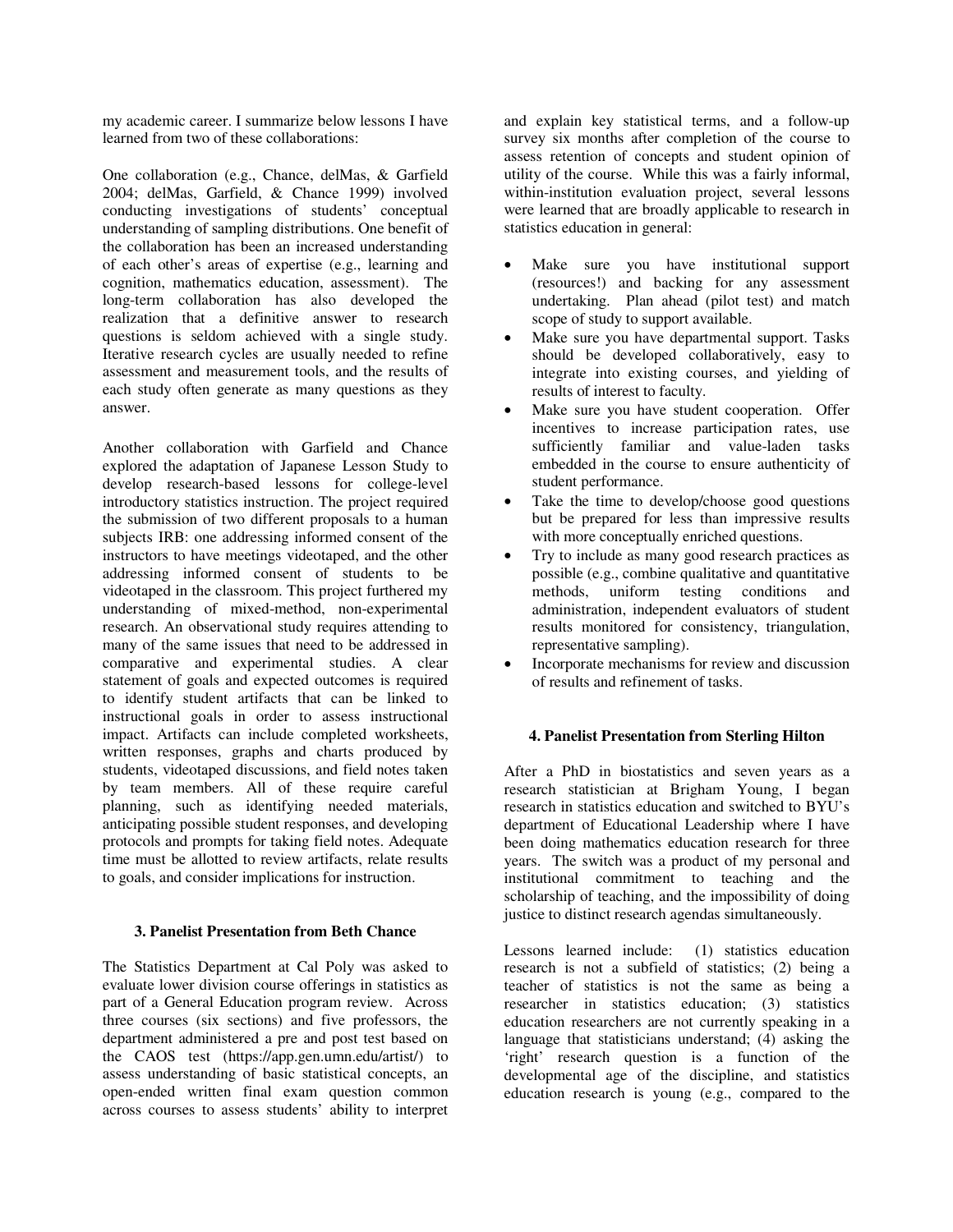my academic career. I summarize below lessons I have learned from two of these collaborations:

One collaboration (e.g., Chance, delMas, & Garfield 2004; delMas, Garfield, & Chance 1999) involved conducting investigations of students' conceptual understanding of sampling distributions. One benefit of the collaboration has been an increased understanding of each other's areas of expertise (e.g., learning and cognition, mathematics education, assessment). The long-term collaboration has also developed the realization that a definitive answer to research questions is seldom achieved with a single study. Iterative research cycles are usually needed to refine assessment and measurement tools, and the results of each study often generate as many questions as they answer.

Another collaboration with Garfield and Chance explored the adaptation of Japanese Lesson Study to develop research-based lessons for college-level introductory statistics instruction. The project required the submission of two different proposals to a human subjects IRB: one addressing informed consent of the instructors to have meetings videotaped, and the other addressing informed consent of students to be videotaped in the classroom. This project furthered my understanding of mixed-method, non-experimental research. An observational study requires attending to many of the same issues that need to be addressed in comparative and experimental studies. A clear statement of goals and expected outcomes is required to identify student artifacts that can be linked to instructional goals in order to assess instructional impact. Artifacts can include completed worksheets, written responses, graphs and charts produced by students, videotaped discussions, and field notes taken by team members. All of these require careful planning, such as identifying needed materials, anticipating possible student responses, and developing protocols and prompts for taking field notes. Adequate time must be allotted to review artifacts, relate results to goals, and consider implications for instruction.

### 3. Panelist Presentation from Beth Chance

The Statistics Department at Cal Poly was asked to evaluate lower division course offerings in statistics as part of a General Education program review. Across three courses (six sections) and five professors, the department administered a pre and post test based on the CAOS test (https://app.gen.umn.edu/artist/) to assess understanding of basic statistical concepts, an open-ended written final exam question common across courses to assess students' ability to interpret and explain key statistical terms, and a follow-up survey six months after completion of the course to assess retention of concepts and student opinion of utility of the course. While this was a fairly informal, within-institution evaluation project, several lessons were learned that are broadly applicable to research in statistics education in general:

- Make sure you have institutional support (resources!) and backing for any assessment undertaking. Plan ahead (pilot test) and match scope of study to support available.
- Make sure you have departmental support. Tasks should be developed collaboratively, easy to integrate into existing courses, and yielding of results of interest to faculty.
- Make sure you have student cooperation. Offer incentives to increase participation rates, use sufficiently familiar and value-laden tasks embedded in the course to ensure authenticity of student performance.
- Take the time to develop/choose good questions but be prepared for less than impressive results with more conceptually enriched questions.
- Try to include as many good research practices as possible (e.g., combine qualitative and quantitative methods, uniform testing conditions and administration, independent evaluators of student results monitored for consistency, triangulation, representative sampling).
- Incorporate mechanisms for review and discussion of results and refinement of tasks.

### 4. Panelist Presentation from Sterling Hilton

After a PhD in biostatistics and seven years as a research statistician at Brigham Young, I began research in statistics education and switched to BYU's department of Educational Leadership where I have been doing mathematics education research for three years. The switch was a product of my personal and institutional commitment to teaching and the scholarship of teaching, and the impossibility of doing justice to distinct research agendas simultaneously.

Lessons learned include: (1) statistics education research is not a subfield of statistics; (2) being a teacher of statistics is not the same as being a researcher in statistics education; (3) statistics education researchers are not currently speaking in a language that statisticians understand; (4) asking the 'right' research question is a function of the developmental age of the discipline, and statistics education research is young (e.g., compared to the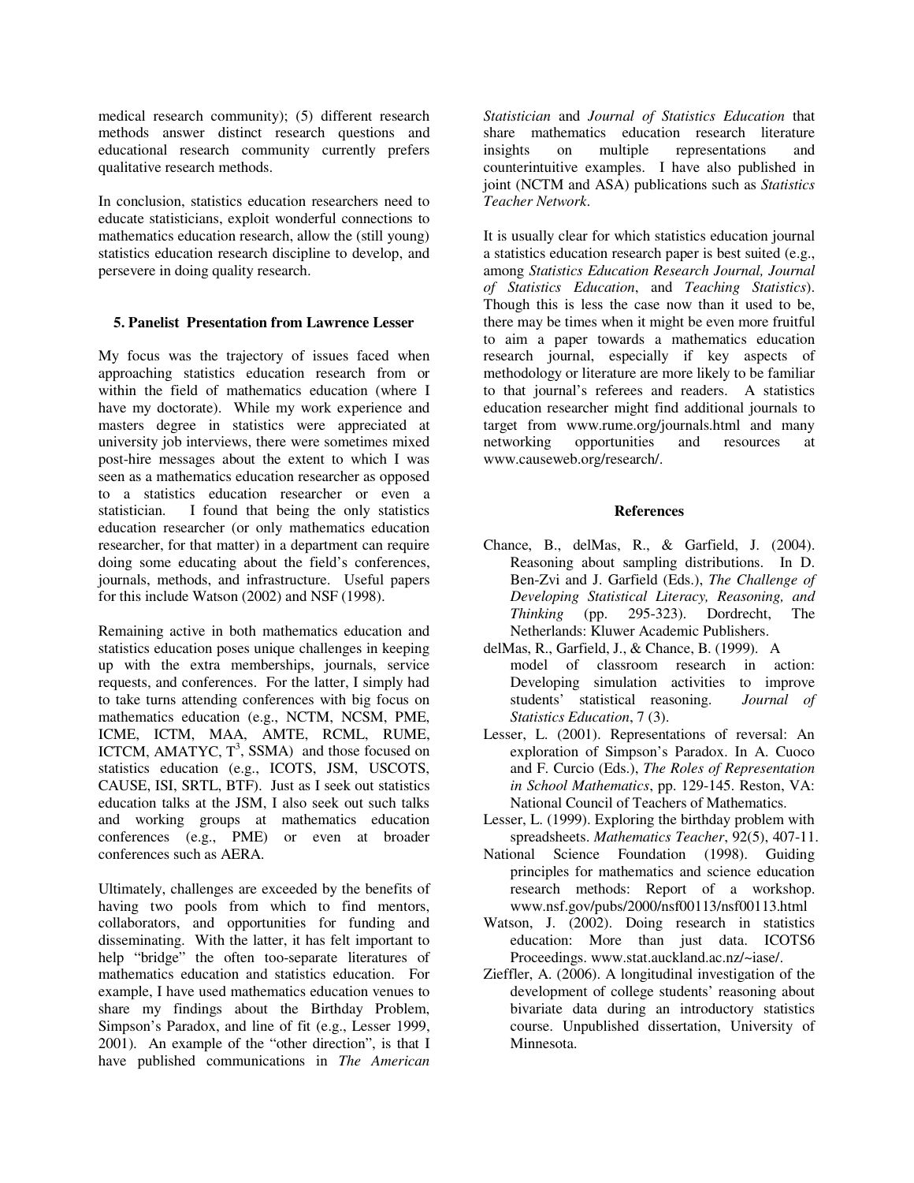medical research community); (5) different research methods answer distinct research questions and educational research community currently prefers qualitative research methods.

In conclusion, statistics education researchers need to educate statisticians, exploit wonderful connections to mathematics education research, allow the (still young) statistics education research discipline to develop, and persevere in doing quality research.

## 5. Panelist Presentation from Lawrence Lesser

My focus was the trajectory of issues faced when approaching statistics education research from or within the field of mathematics education (where I have my doctorate). While my work experience and masters degree in statistics were appreciated at university job interviews, there were sometimes mixed post-hire messages about the extent to which I was seen as a mathematics education researcher as opposed to a statistics education researcher or even a statistician. I found that being the only statistics education researcher (or only mathematics education researcher, for that matter) in a department can require doing some educating about the field's conferences, journals, methods, and infrastructure. Useful papers for this include Watson (2002) and NSF (1998).

Remaining active in both mathematics education and statistics education poses unique challenges in keeping up with the extra memberships, journals, service requests, and conferences. For the latter, I simply had to take turns attending conferences with big focus on mathematics education (e.g., NCTM, NCSM, PME, ICME, ICTM, MAA, AMTE, RCML, RUME, ICTCM, AMATYC, $T^3$, SSMA) and those focused on statistics education (e.g., ICOTS, JSM, USCOTS, CAUSE, ISI, SRTL, BTF). Just as I seek out statistics education talks at the JSM, I also seek out such talks and working groups at mathematics education conferences (e.g., PME) or even at broader conferences such as AERA.

Ultimately, challenges are exceeded by the benefits of having two pools from which to find mentors, collaborators, and opportunities for funding and disseminating. With the latter, it has felt important to help "bridge" the often too-separate literatures of mathematics education and statistics education. For example, I have used mathematics education venues to share my findings about the Birthday Problem, Simpson's Paradox, and line of fit (e.g., Lesser 1999, 2001). An example of the "other direction", is that I have published communications in *The American Statistician* and *Journal of Statistics Education* that share mathematics education research literature insights on multiple representations and counterintuitive examples. I have also published in joint (NCTM and ASA) publications such as *Statistics Teacher Network*.

It is usually clear for which statistics education journal a statistics education research paper is best suited (e.g., among *Statistics Education Research Journal, Journal of Statistics Education*, and *Teaching Statistics*). Though this is less the case now than it used to be, there may be times when it might be even more fruitful to aim a paper towards a mathematics education research journal, especially if key aspects of methodology or literature are more likely to be familiar to that journal's referees and readers. A statistics education researcher might find additional journals to target from www.rume.org/journals.html and many networking opportunities and resources at www.causeweb.org/research/.

## References

Chance, B., delMas, R., & Garfield, J. (2004). Reasoning about sampling distributions. In D. Ben-Zvi and J. Garfield (Eds.), *The Challenge of Developing Statistical Literacy, Reasoning, and Thinking* (pp. 295-323). Dordrecht, The Netherlands: Kluwer Academic Publishers.

delMas, R., Garfield, J., & Chance, B. (1999). A model of classroom research in action: Developing simulation activities to improve students' statistical reasoning. *Journal of Statistics Education*, 7 (3).

Lesser, L. (2001). Representations of reversal: An exploration of Simpson's Paradox. In A. Cuoco and F. Curcio (Eds.), *The Roles of Representation in School Mathematics*, pp. 129-145. Reston, VA: National Council of Teachers of Mathematics.

Lesser, L. (1999). Exploring the birthday problem with spreadsheets. *Mathematics Teacher*, 92(5), 407-11.

National Science Foundation (1998). Guiding principles for mathematics and science education research methods: Report of a workshop. www.nsf.gov/pubs/2000/nsf00113/nsf00113.html

Watson, J. (2002). Doing research in statistics education: More than just data. ICOTS6 Proceedings. www.stat.auckland.ac.nz/~iase/.

Zieffler, A. (2006). A longitudinal investigation of the development of college students' reasoning about bivariate data during an introductory statistics course. Unpublished dissertation, University of Minnesota.